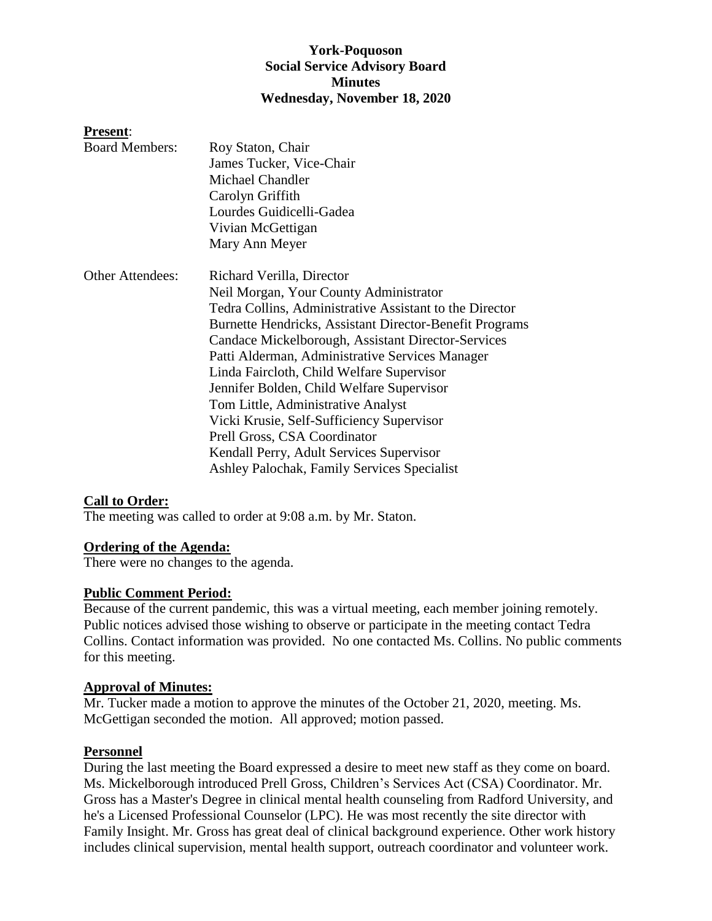**York-Poquoson**
**Social Service Advisory Board**
**Minutes**
**Wednesday, November 18, 2020**

**Present**:

Board Members:
- Roy Staton, Chair
- James Tucker, Vice-Chair
- Michael Chandler
- Carolyn Griffith
- Lourdes Guidicelli-Gadea
- Vivian McGettigan
- Mary Ann Meyer

Other Attendees:
- Richard Verilla, Director
- Neil Morgan, Your County Administrator
- Tedra Collins, Administrative Assistant to the Director
- Burnette Hendricks, Assistant Director-Benefit Programs
- Candace Mickelborough, Assistant Director-Services
- Patti Alderman, Administrative Services Manager
- Linda Faircloth, Child Welfare Supervisor
- Jennifer Bolden, Child Welfare Supervisor
- Tom Little, Administrative Analyst
- Vicki Krusie, Self-Sufficiency Supervisor
- Prell Gross, CSA Coordinator
- Kendall Perry, Adult Services Supervisor
- Ashley Palochak, Family Services Specialist

**Call to Order:**
The meeting was called to order at 9:08 a.m. by Mr. Staton.

**Ordering of the Agenda:**
There were no changes to the agenda.

**Public Comment Period:**
Because of the current pandemic, this was a virtual meeting, each member joining remotely. Public notices advised those wishing to observe or participate in the meeting contact Tedra Collins. Contact information was provided. No one contacted Ms. Collins. No public comments for this meeting.

**Approval of Minutes:**
Mr. Tucker made a motion to approve the minutes of the October 21, 2020, meeting. Ms. McGettigan seconded the motion. All approved; motion passed.

**Personnel**
During the last meeting the Board expressed a desire to meet new staff as they come on board. Ms. Mickelborough introduced Prell Gross, Children's Services Act (CSA) Coordinator. Mr. Gross has a Master's Degree in clinical mental health counseling from Radford University, and he's a Licensed Professional Counselor (LPC). He was most recently the site director with Family Insight. Mr. Gross has great deal of clinical background experience. Other work history includes clinical supervision, mental health support, outreach coordinator and volunteer work.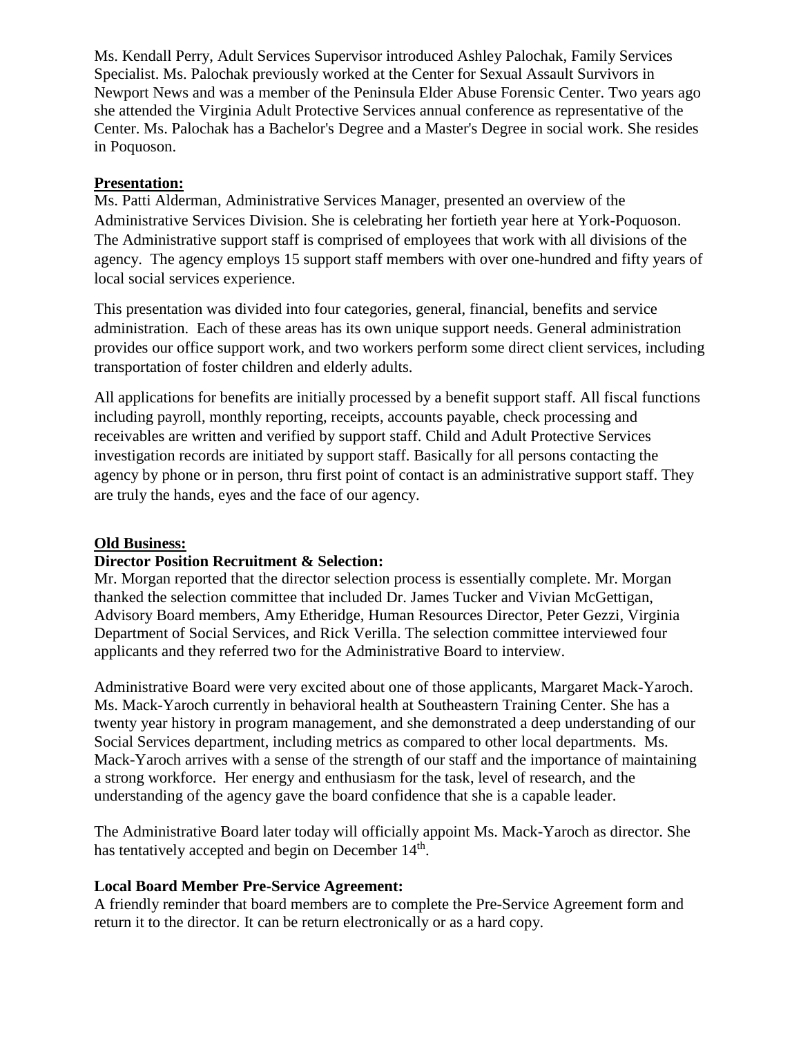Ms. Kendall Perry, Adult Services Supervisor introduced Ashley Palochak, Family Services Specialist. Ms. Palochak previously worked at the Center for Sexual Assault Survivors in Newport News and was a member of the Peninsula Elder Abuse Forensic Center. Two years ago she attended the Virginia Adult Protective Services annual conference as representative of the Center. Ms. Palochak has a Bachelor's Degree and a Master's Degree in social work. She resides in Poquoson.

**Presentation:**

Ms. Patti Alderman, Administrative Services Manager, presented an overview of the Administrative Services Division. She is celebrating her fortieth year here at York-Poquoson. The Administrative support staff is comprised of employees that work with all divisions of the agency. The agency employs 15 support staff members with over one-hundred and fifty years of local social services experience.

This presentation was divided into four categories, general, financial, benefits and service administration. Each of these areas has its own unique support needs. General administration provides our office support work, and two workers perform some direct client services, including transportation of foster children and elderly adults.

All applications for benefits are initially processed by a benefit support staff. All fiscal functions including payroll, monthly reporting, receipts, accounts payable, check processing and receivables are written and verified by support staff. Child and Adult Protective Services investigation records are initiated by support staff. Basically for all persons contacting the agency by phone or in person, thru first point of contact is an administrative support staff. They are truly the hands, eyes and the face of our agency.

**Old Business:**

**Director Position Recruitment & Selection:**

Mr. Morgan reported that the director selection process is essentially complete. Mr. Morgan thanked the selection committee that included Dr. James Tucker and Vivian McGettigan, Advisory Board members, Amy Etheridge, Human Resources Director, Peter Gezzi, Virginia Department of Social Services, and Rick Verilla. The selection committee interviewed four applicants and they referred two for the Administrative Board to interview.

Administrative Board were very excited about one of those applicants, Margaret Mack-Yaroch. Ms. Mack-Yaroch currently in behavioral health at Southeastern Training Center. She has a twenty year history in program management, and she demonstrated a deep understanding of our Social Services department, including metrics as compared to other local departments. Ms. Mack-Yaroch arrives with a sense of the strength of our staff and the importance of maintaining a strong workforce. Her energy and enthusiasm for the task, level of research, and the understanding of the agency gave the board confidence that she is a capable leader.

The Administrative Board later today will officially appoint Ms. Mack-Yaroch as director. She has tentatively accepted and begin on December 14th.

**Local Board Member Pre-Service Agreement:**

A friendly reminder that board members are to complete the Pre-Service Agreement form and return it to the director. It can be return electronically or as a hard copy.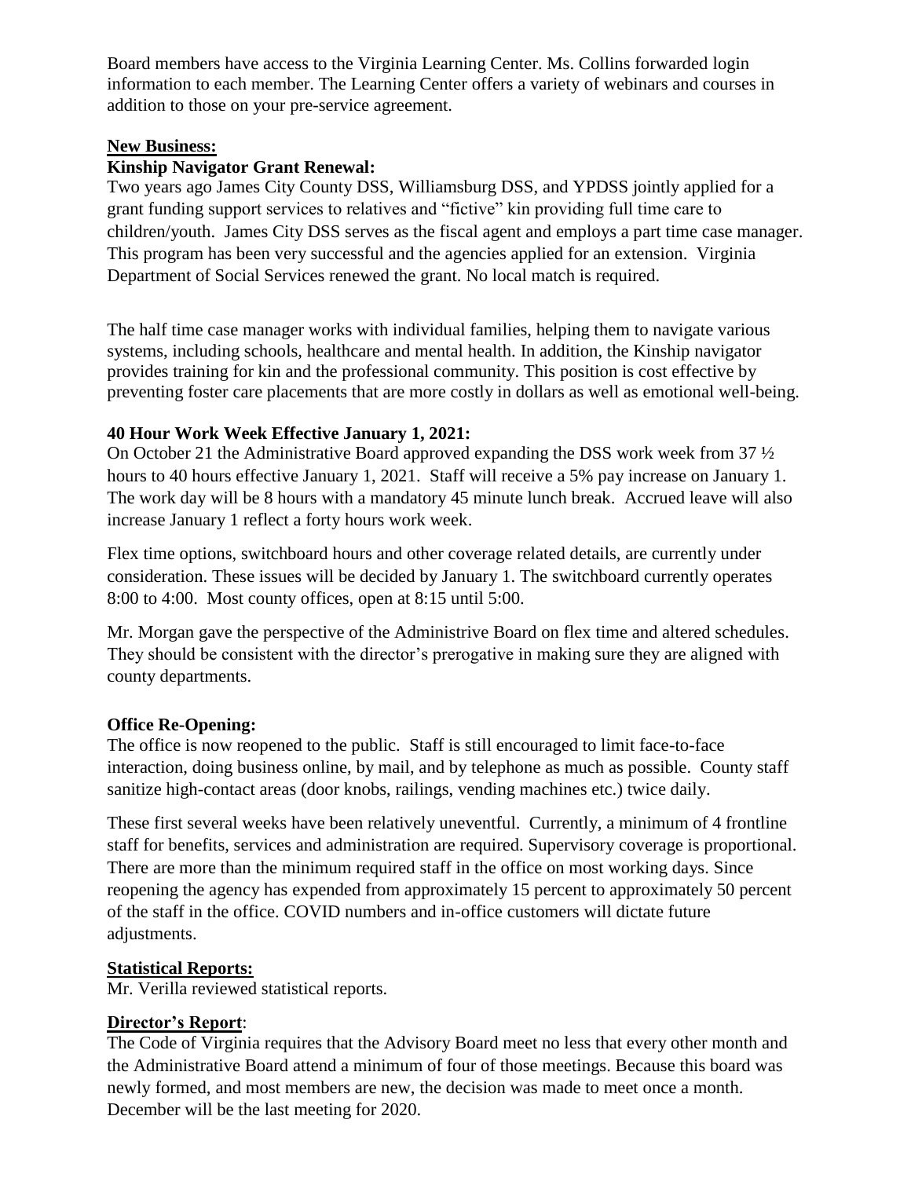Board members have access to the Virginia Learning Center. Ms. Collins forwarded login information to each member. The Learning Center offers a variety of webinars and courses in addition to those on your pre-service agreement.

**New Business:**

**Kinship Navigator Grant Renewal:**

Two years ago James City County DSS, Williamsburg DSS, and YPDSS jointly applied for a grant funding support services to relatives and "fictive" kin providing full time care to children/youth. James City DSS serves as the fiscal agent and employs a part time case manager. This program has been very successful and the agencies applied for an extension. Virginia Department of Social Services renewed the grant. No local match is required.

The half time case manager works with individual families, helping them to navigate various systems, including schools, healthcare and mental health. In addition, the Kinship navigator provides training for kin and the professional community. This position is cost effective by preventing foster care placements that are more costly in dollars as well as emotional well-being.

**40 Hour Work Week Effective January 1, 2021:**

On October 21 the Administrative Board approved expanding the DSS work week from 37 ½ hours to 40 hours effective January 1, 2021. Staff will receive a 5% pay increase on January 1. The work day will be 8 hours with a mandatory 45 minute lunch break. Accrued leave will also increase January 1 reflect a forty hours work week.

Flex time options, switchboard hours and other coverage related details, are currently under consideration. These issues will be decided by January 1. The switchboard currently operates 8:00 to 4:00. Most county offices, open at 8:15 until 5:00.

Mr. Morgan gave the perspective of the Administrive Board on flex time and altered schedules. They should be consistent with the director's prerogative in making sure they are aligned with county departments.

**Office Re-Opening:**

The office is now reopened to the public. Staff is still encouraged to limit face-to-face interaction, doing business online, by mail, and by telephone as much as possible. County staff sanitize high-contact areas (door knobs, railings, vending machines etc.) twice daily.

These first several weeks have been relatively uneventful. Currently, a minimum of 4 frontline staff for benefits, services and administration are required. Supervisory coverage is proportional. There are more than the minimum required staff in the office on most working days. Since reopening the agency has expended from approximately 15 percent to approximately 50 percent of the staff in the office. COVID numbers and in-office customers will dictate future adjustments.

**Statistical Reports:**

Mr. Verilla reviewed statistical reports.

**Director's Report**:

The Code of Virginia requires that the Advisory Board meet no less that every other month and the Administrative Board attend a minimum of four of those meetings. Because this board was newly formed, and most members are new, the decision was made to meet once a month. December will be the last meeting for 2020.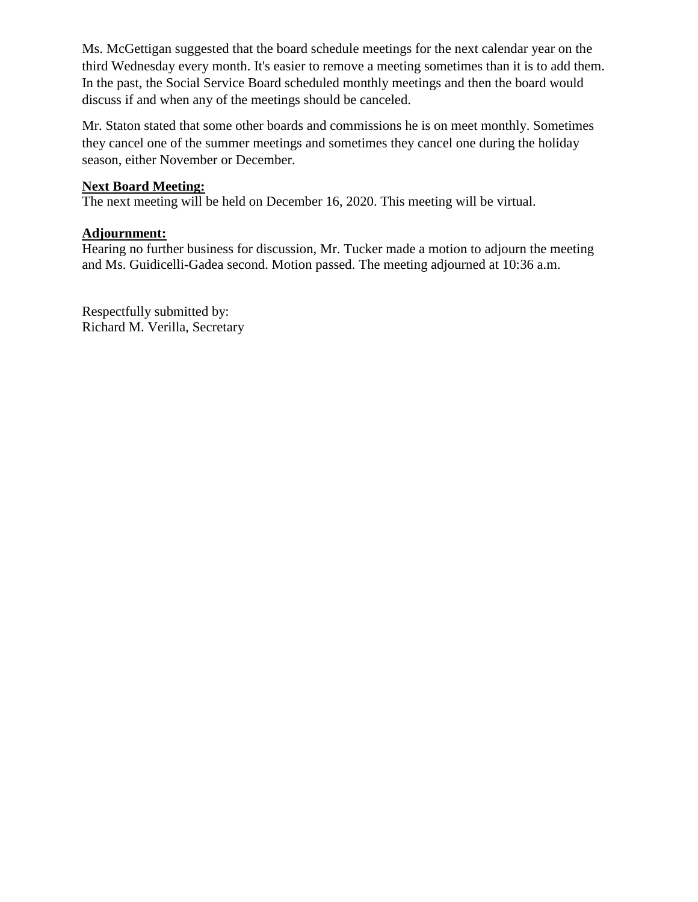Ms. McGettigan suggested that the board schedule meetings for the next calendar year on the third Wednesday every month. It's easier to remove a meeting sometimes than it is to add them. In the past, the Social Service Board scheduled monthly meetings and then the board would discuss if and when any of the meetings should be canceled.

Mr. Staton stated that some other boards and commissions he is on meet monthly. Sometimes they cancel one of the summer meetings and sometimes they cancel one during the holiday season, either November or December.

**Next Board Meeting:**
The next meeting will be held on December 16, 2020. This meeting will be virtual.

**Adjournment:**
Hearing no further business for discussion, Mr. Tucker made a motion to adjourn the meeting and Ms. Guidicelli-Gadea second. Motion passed. The meeting adjourned at 10:36 a.m.

Respectfully submitted by:
Richard M. Verilla, Secretary